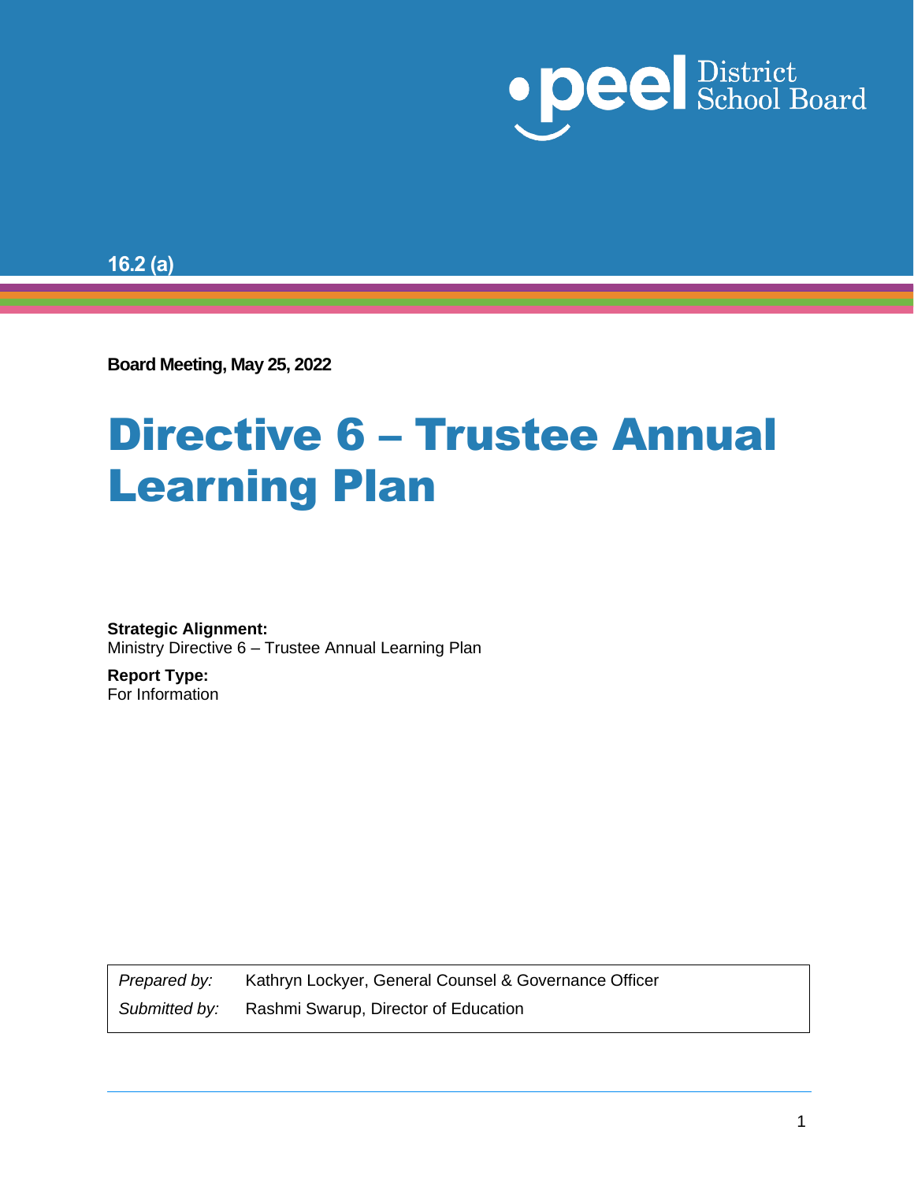16.2 (a)

**Board Meeting, May 25, 2022**

# Directive 6 – Trustee Annual Learning Plan

**Strategic Alignment:**
Ministry Directive 6 – Trustee Annual Learning Plan

**Report Type:**
For Information

| *Prepared by:* | Kathryn Lockyer, General Counsel & Governance Officer |
| --- | --- |
| *Submitted by:* | Rashmi Swarup, Director of Education |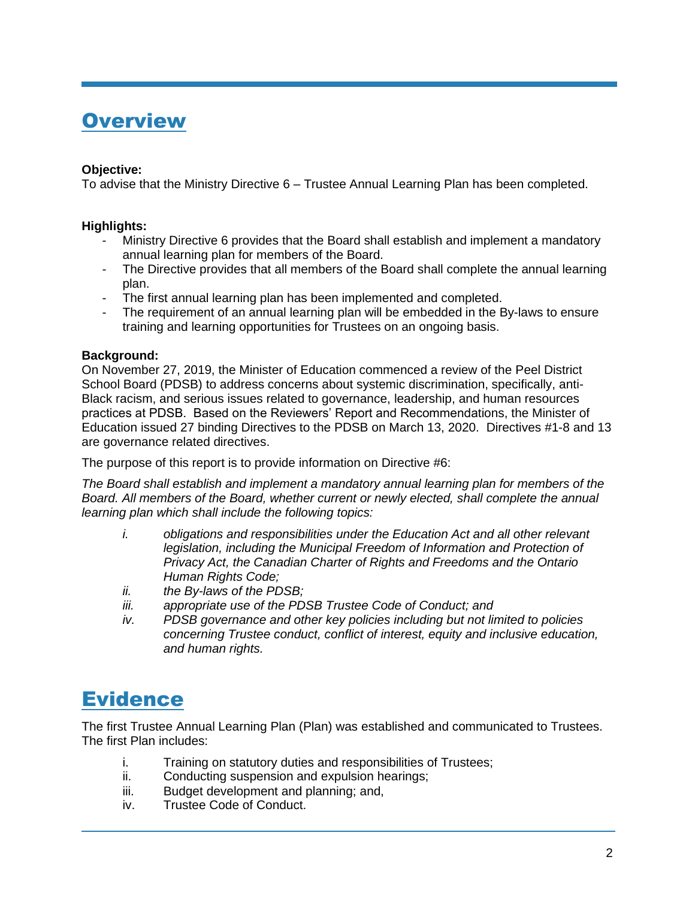## Overview

**Objective:**
To advise that the Ministry Directive 6 – Trustee Annual Learning Plan has been completed.

**Highlights:**

- Ministry Directive 6 provides that the Board shall establish and implement a mandatory annual learning plan for members of the Board.
- The Directive provides that all members of the Board shall complete the annual learning plan.
- The first annual learning plan has been implemented and completed.
- The requirement of an annual learning plan will be embedded in the By-laws to ensure training and learning opportunities for Trustees on an ongoing basis.

**Background:**
On November 27, 2019, the Minister of Education commenced a review of the Peel District School Board (PDSB) to address concerns about systemic discrimination, specifically, anti-Black racism, and serious issues related to governance, leadership, and human resources practices at PDSB. Based on the Reviewers' Report and Recommendations, the Minister of Education issued 27 binding Directives to the PDSB on March 13, 2020. Directives #1-8 and 13 are governance related directives.

The purpose of this report is to provide information on Directive #6:

*The Board shall establish and implement a mandatory annual learning plan for members of the Board. All members of the Board, whether current or newly elected, shall complete the annual learning plan which shall include the following topics:*

*i. obligations and responsibilities under the Education Act and all other relevant legislation, including the Municipal Freedom of Information and Protection of Privacy Act, the Canadian Charter of Rights and Freedoms and the Ontario Human Rights Code;*
*ii. the By-laws of the PDSB;*
*iii. appropriate use of the PDSB Trustee Code of Conduct; and*
*iv. PDSB governance and other key policies including but not limited to policies concerning Trustee conduct, conflict of interest, equity and inclusive education, and human rights.*

## Evidence

The first Trustee Annual Learning Plan (Plan) was established and communicated to Trustees. The first Plan includes:

i. Training on statutory duties and responsibilities of Trustees;
ii. Conducting suspension and expulsion hearings;
iii. Budget development and planning; and,
iv. Trustee Code of Conduct.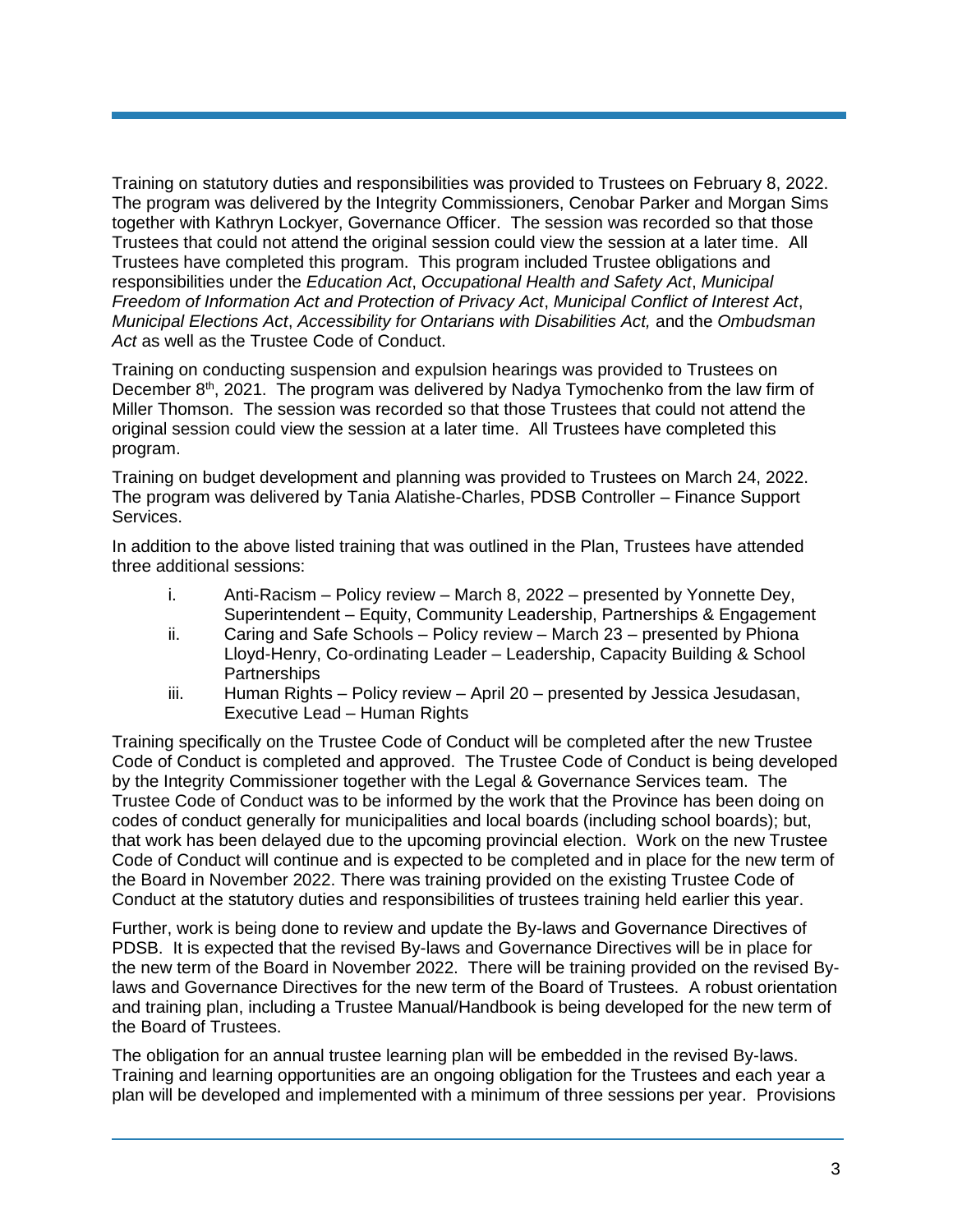Training on statutory duties and responsibilities was provided to Trustees on February 8, 2022. The program was delivered by the Integrity Commissioners, Cenobar Parker and Morgan Sims together with Kathryn Lockyer, Governance Officer. The session was recorded so that those Trustees that could not attend the original session could view the session at a later time. All Trustees have completed this program. This program included Trustee obligations and responsibilities under the *Education Act*, *Occupational Health and Safety Act*, *Municipal Freedom of Information Act and Protection of Privacy Act*, *Municipal Conflict of Interest Act*, *Municipal Elections Act*, *Accessibility for Ontarians with Disabilities Act,* and the *Ombudsman Act* as well as the Trustee Code of Conduct.

Training on conducting suspension and expulsion hearings was provided to Trustees on December 8th, 2021. The program was delivered by Nadya Tymochenko from the law firm of Miller Thomson. The session was recorded so that those Trustees that could not attend the original session could view the session at a later time. All Trustees have completed this program.

Training on budget development and planning was provided to Trustees on March 24, 2022. The program was delivered by Tania Alatishe-Charles, PDSB Controller – Finance Support Services.

In addition to the above listed training that was outlined in the Plan, Trustees have attended three additional sessions:

i. Anti-Racism – Policy review – March 8, 2022 – presented by Yonnette Dey, Superintendent – Equity, Community Leadership, Partnerships & Engagement
ii. Caring and Safe Schools – Policy review – March 23 – presented by Phiona Lloyd-Henry, Co-ordinating Leader – Leadership, Capacity Building & School Partnerships
iii. Human Rights – Policy review – April 20 – presented by Jessica Jesudasan, Executive Lead – Human Rights

Training specifically on the Trustee Code of Conduct will be completed after the new Trustee Code of Conduct is completed and approved. The Trustee Code of Conduct is being developed by the Integrity Commissioner together with the Legal & Governance Services team. The Trustee Code of Conduct was to be informed by the work that the Province has been doing on codes of conduct generally for municipalities and local boards (including school boards); but, that work has been delayed due to the upcoming provincial election. Work on the new Trustee Code of Conduct will continue and is expected to be completed and in place for the new term of the Board in November 2022. There was training provided on the existing Trustee Code of Conduct at the statutory duties and responsibilities of trustees training held earlier this year.

Further, work is being done to review and update the By-laws and Governance Directives of PDSB. It is expected that the revised By-laws and Governance Directives will be in place for the new term of the Board in November 2022. There will be training provided on the revised By-laws and Governance Directives for the new term of the Board of Trustees. A robust orientation and training plan, including a Trustee Manual/Handbook is being developed for the new term of the Board of Trustees.

The obligation for an annual trustee learning plan will be embedded in the revised By-laws. Training and learning opportunities are an ongoing obligation for the Trustees and each year a plan will be developed and implemented with a minimum of three sessions per year. Provisions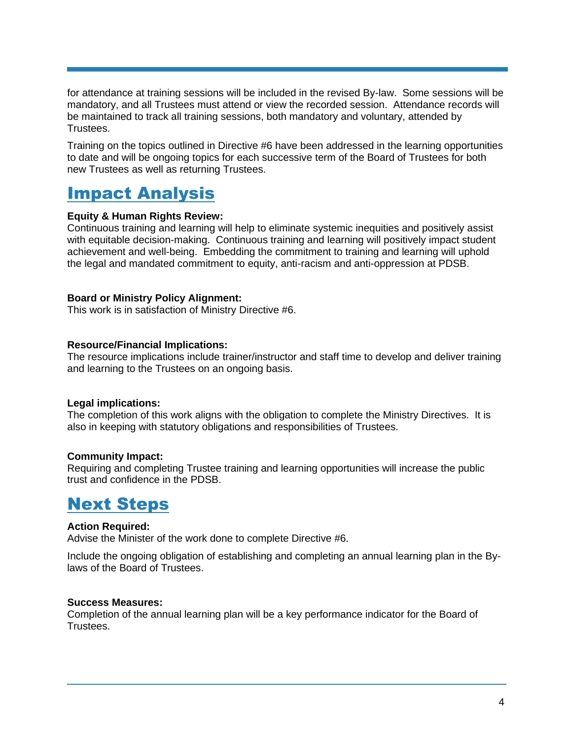for attendance at training sessions will be included in the revised By-law. Some sessions will be mandatory, and all Trustees must attend or view the recorded session. Attendance records will be maintained to track all training sessions, both mandatory and voluntary, attended by Trustees.

Training on the topics outlined in Directive #6 have been addressed in the learning opportunities to date and will be ongoing topics for each successive term of the Board of Trustees for both new Trustees as well as returning Trustees.

# Impact Analysis

**Equity & Human Rights Review:**
Continuous training and learning will help to eliminate systemic inequities and positively assist with equitable decision-making. Continuous training and learning will positively impact student achievement and well-being. Embedding the commitment to training and learning will uphold the legal and mandated commitment to equity, anti-racism and anti-oppression at PDSB.

**Board or Ministry Policy Alignment:**
This work is in satisfaction of Ministry Directive #6.

**Resource/Financial Implications:**
The resource implications include trainer/instructor and staff time to develop and deliver training and learning to the Trustees on an ongoing basis.

**Legal implications:**
The completion of this work aligns with the obligation to complete the Ministry Directives. It is also in keeping with statutory obligations and responsibilities of Trustees.

**Community Impact:**
Requiring and completing Trustee training and learning opportunities will increase the public trust and confidence in the PDSB.

# Next Steps

**Action Required:**
Advise the Minister of the work done to complete Directive #6.

Include the ongoing obligation of establishing and completing an annual learning plan in the By-laws of the Board of Trustees.

**Success Measures:**
Completion of the annual learning plan will be a key performance indicator for the Board of Trustees.